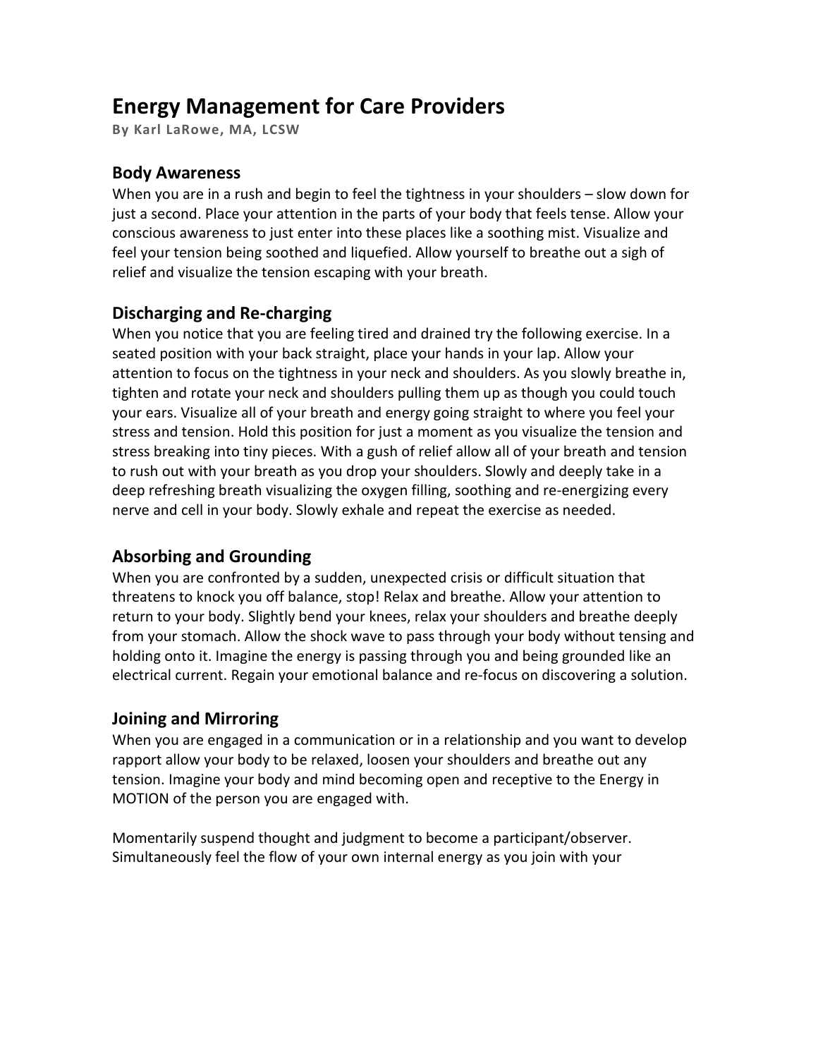# Energy Management for Care Providers

**By Karl LaRowe, MA, LCSW**

## Body Awareness

When you are in a rush and begin to feel the tightness in your shoulders – slow down for just a second. Place your attention in the parts of your body that feels tense. Allow your conscious awareness to just enter into these places like a soothing mist. Visualize and feel your tension being soothed and liquefied. Allow yourself to breathe out a sigh of relief and visualize the tension escaping with your breath.

## Discharging and Re-charging

When you notice that you are feeling tired and drained try the following exercise. In a seated position with your back straight, place your hands in your lap. Allow your attention to focus on the tightness in your neck and shoulders. As you slowly breathe in, tighten and rotate your neck and shoulders pulling them up as though you could touch your ears. Visualize all of your breath and energy going straight to where you feel your stress and tension. Hold this position for just a moment as you visualize the tension and stress breaking into tiny pieces. With a gush of relief allow all of your breath and tension to rush out with your breath as you drop your shoulders. Slowly and deeply take in a deep refreshing breath visualizing the oxygen filling, soothing and re-energizing every nerve and cell in your body. Slowly exhale and repeat the exercise as needed.

## Absorbing and Grounding

When you are confronted by a sudden, unexpected crisis or difficult situation that threatens to knock you off balance, stop! Relax and breathe. Allow your attention to return to your body. Slightly bend your knees, relax your shoulders and breathe deeply from your stomach. Allow the shock wave to pass through your body without tensing and holding onto it. Imagine the energy is passing through you and being grounded like an electrical current. Regain your emotional balance and re-focus on discovering a solution.

## Joining and Mirroring

When you are engaged in a communication or in a relationship and you want to develop rapport allow your body to be relaxed, loosen your shoulders and breathe out any tension. Imagine your body and mind becoming open and receptive to the Energy in MOTION of the person you are engaged with.

Momentarily suspend thought and judgment to become a participant/observer. Simultaneously feel the flow of your own internal energy as you join with your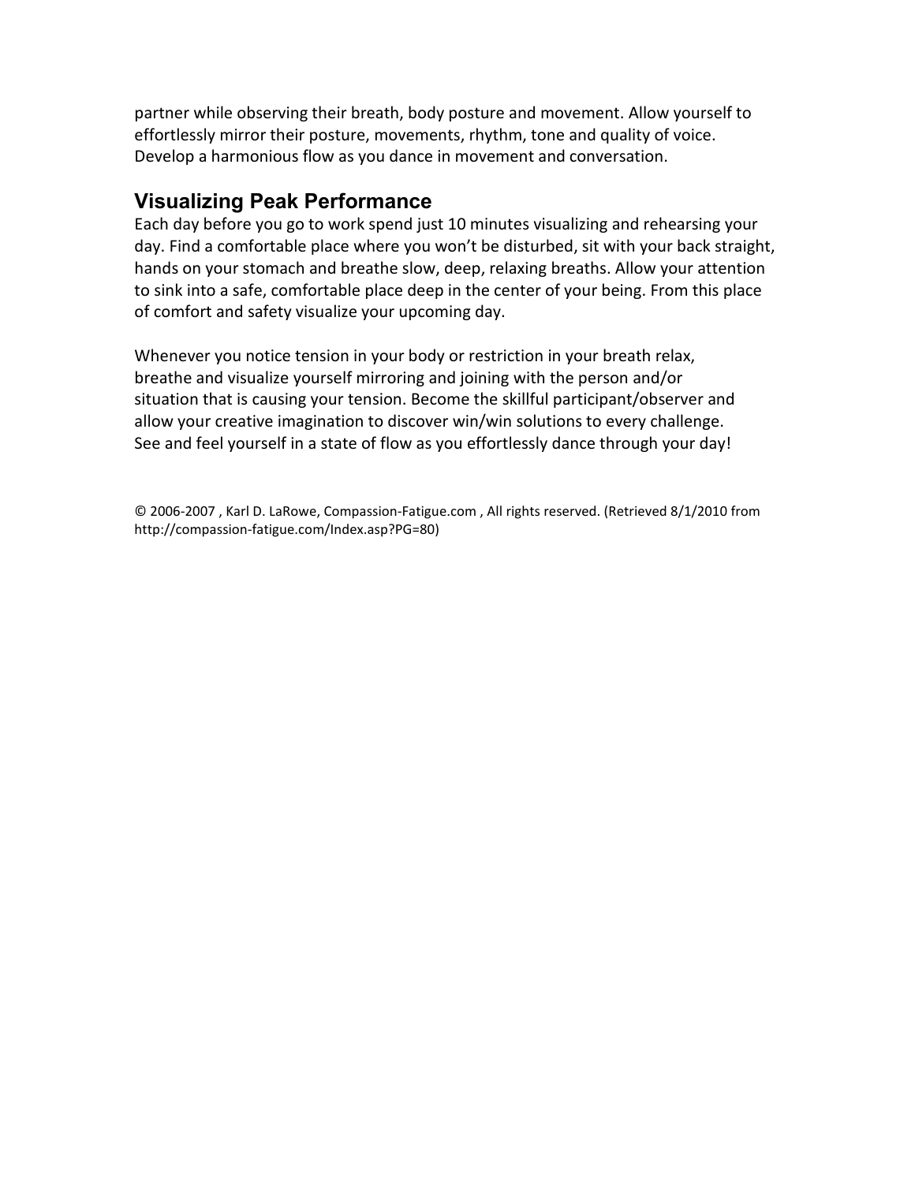partner while observing their breath, body posture and movement. Allow yourself to effortlessly mirror their posture, movements, rhythm, tone and quality of voice. Develop a harmonious flow as you dance in movement and conversation.

## Visualizing Peak Performance

Each day before you go to work spend just 10 minutes visualizing and rehearsing your day. Find a comfortable place where you won't be disturbed, sit with your back straight, hands on your stomach and breathe slow, deep, relaxing breaths. Allow your attention to sink into a safe, comfortable place deep in the center of your being. From this place of comfort and safety visualize your upcoming day.

Whenever you notice tension in your body or restriction in your breath relax, breathe and visualize yourself mirroring and joining with the person and/or situation that is causing your tension. Become the skillful participant/observer and allow your creative imagination to discover win/win solutions to every challenge. See and feel yourself in a state of flow as you effortlessly dance through your day!

© 2006-2007 , Karl D. LaRowe, Compassion-Fatigue.com , All rights reserved. (Retrieved 8/1/2010 from http://compassion-fatigue.com/Index.asp?PG=80)